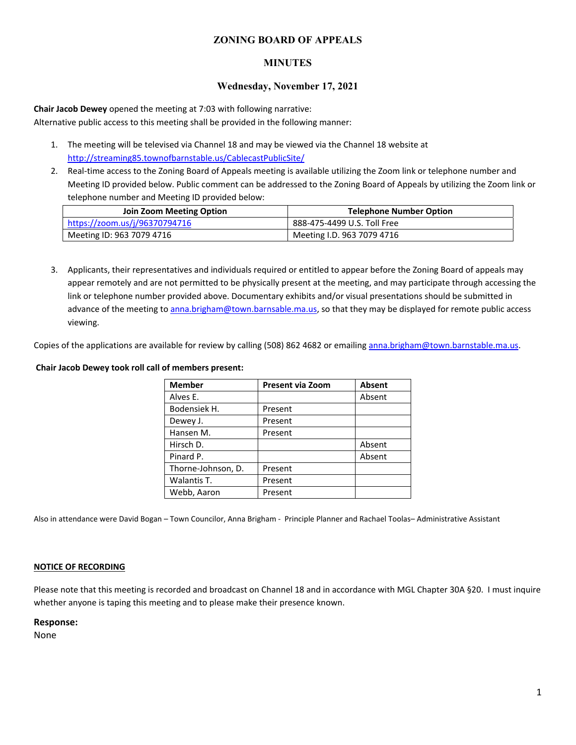# ZONING BOARD OF APPEALS

## MINUTES

### Wednesday, November 17, 2021

**Chair Jacob Dewey** opened the meeting at 7:03 with following narrative:
Alternative public access to this meeting shall be provided in the following manner:

1. The meeting will be televised via Channel 18 and may be viewed via the Channel 18 website at http://streaming85.townofbarnstable.us/CablecastPublicSite/
2. Real-time access to the Zoning Board of Appeals meeting is available utilizing the Zoom link or telephone number and Meeting ID provided below. Public comment can be addressed to the Zoning Board of Appeals by utilizing the Zoom link or telephone number and Meeting ID provided below:

| Join Zoom Meeting Option | Telephone Number Option |
|---|---|
| https://zoom.us/j/96370794716 | 888-475-4499 U.S. Toll Free |
| Meeting ID: 963 7079 4716 | Meeting I.D. 963 7079 4716 |

3. Applicants, their representatives and individuals required or entitled to appear before the Zoning Board of appeals may appear remotely and are not permitted to be physically present at the meeting, and may participate through accessing the link or telephone number provided above. Documentary exhibits and/or visual presentations should be submitted in advance of the meeting to anna.brigham@town.barnsable.ma.us, so that they may be displayed for remote public access viewing.

Copies of the applications are available for review by calling (508) 862 4682 or emailing anna.brigham@town.barnsable.ma.us.

**Chair Jacob Dewey took roll call of members present:**

| Member | Present via Zoom | Absent |
|---|---|---|
| Alves E. | | Absent |
| Bodensiek H. | Present | |
| Dewey J. | Present | |
| Hansen M. | Present | |
| Hirsch D. | | Absent |
| Pinard P. | | Absent |
| Thorne-Johnson, D. | Present | |
| Walantis T. | Present | |
| Webb, Aaron | Present | |

Also in attendance were David Bogan – Town Councilor, Anna Brigham - Principle Planner and Rachael Toolas– Administrative Assistant

**NOTICE OF RECORDING**

Please note that this meeting is recorded and broadcast on Channel 18 and in accordance with MGL Chapter 30A §20. I must inquire whether anyone is taping this meeting and to please make their presence known.

**Response:**
None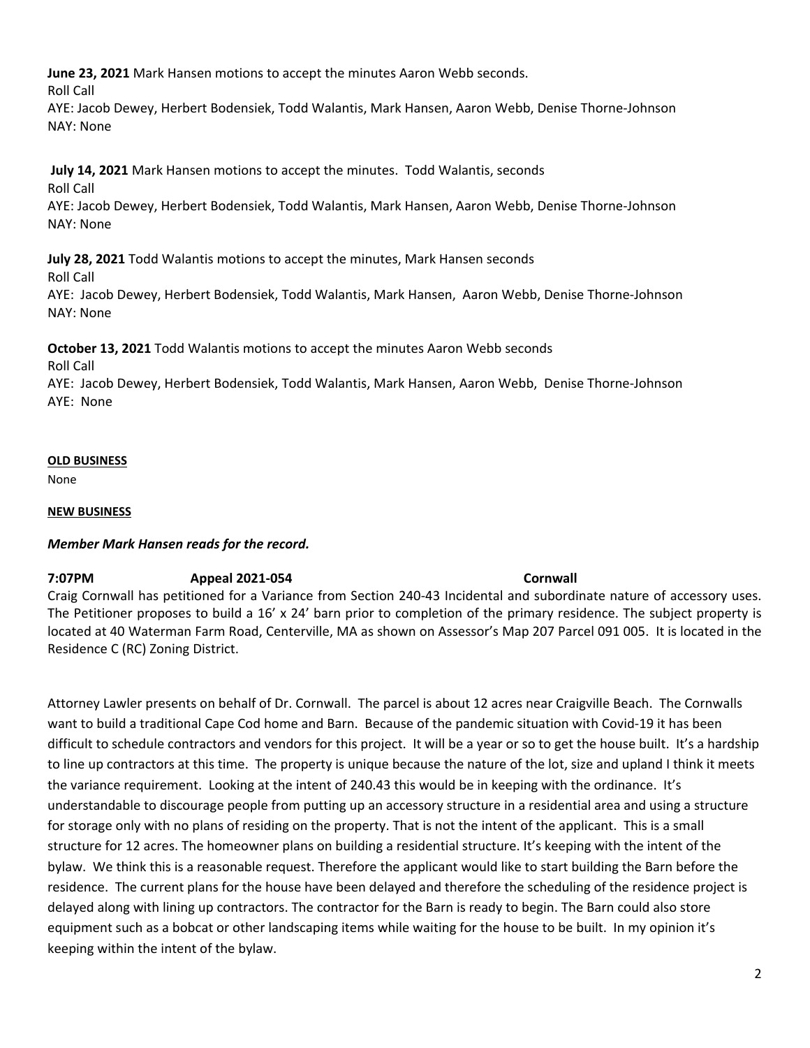**June 23, 2021** Mark Hansen motions to accept the minutes Aaron Webb seconds.
Roll Call
AYE: Jacob Dewey, Herbert Bodensiek, Todd Walantis, Mark Hansen, Aaron Webb, Denise Thorne-Johnson
NAY: None

**July 14, 2021** Mark Hansen motions to accept the minutes. Todd Walantis, seconds
Roll Call
AYE: Jacob Dewey, Herbert Bodensiek, Todd Walantis, Mark Hansen, Aaron Webb, Denise Thorne-Johnson
NAY: None

**July 28, 2021** Todd Walantis motions to accept the minutes, Mark Hansen seconds
Roll Call
AYE: Jacob Dewey, Herbert Bodensiek, Todd Walantis, Mark Hansen, Aaron Webb, Denise Thorne-Johnson
NAY: None

**October 13, 2021** Todd Walantis motions to accept the minutes Aaron Webb seconds
Roll Call
AYE: Jacob Dewey, Herbert Bodensiek, Todd Walantis, Mark Hansen, Aaron Webb, Denise Thorne-Johnson
AYE: None

**OLD BUSINESS**

None

**NEW BUSINESS**

***Member Mark Hansen reads for the record.***

**7:07PM Appeal 2021-054 Cornwall**

Craig Cornwall has petitioned for a Variance from Section 240-43 Incidental and subordinate nature of accessory uses. The Petitioner proposes to build a 16' x 24' barn prior to completion of the primary residence. The subject property is located at 40 Waterman Farm Road, Centerville, MA as shown on Assessor's Map 207 Parcel 091 005. It is located in the Residence C (RC) Zoning District.

Attorney Lawler presents on behalf of Dr. Cornwall. The parcel is about 12 acres near Craigville Beach. The Cornwalls want to build a traditional Cape Cod home and Barn. Because of the pandemic situation with Covid-19 it has been difficult to schedule contractors and vendors for this project. It will be a year or so to get the house built. It's a hardship to line up contractors at this time. The property is unique because the nature of the lot, size and upland I think it meets the variance requirement. Looking at the intent of 240.43 this would be in keeping with the ordinance. It's understandable to discourage people from putting up an accessory structure in a residential area and using a structure for storage only with no plans of residing on the property. That is not the intent of the applicant. This is a small structure for 12 acres. The homeowner plans on building a residential structure. It's keeping with the intent of the bylaw. We think this is a reasonable request. Therefore the applicant would like to start building the Barn before the residence. The current plans for the house have been delayed and therefore the scheduling of the residence project is delayed along with lining up contractors. The contractor for the Barn is ready to begin. The Barn could also store equipment such as a bobcat or other landscaping items while waiting for the house to be built. In my opinion it's keeping within the intent of the bylaw.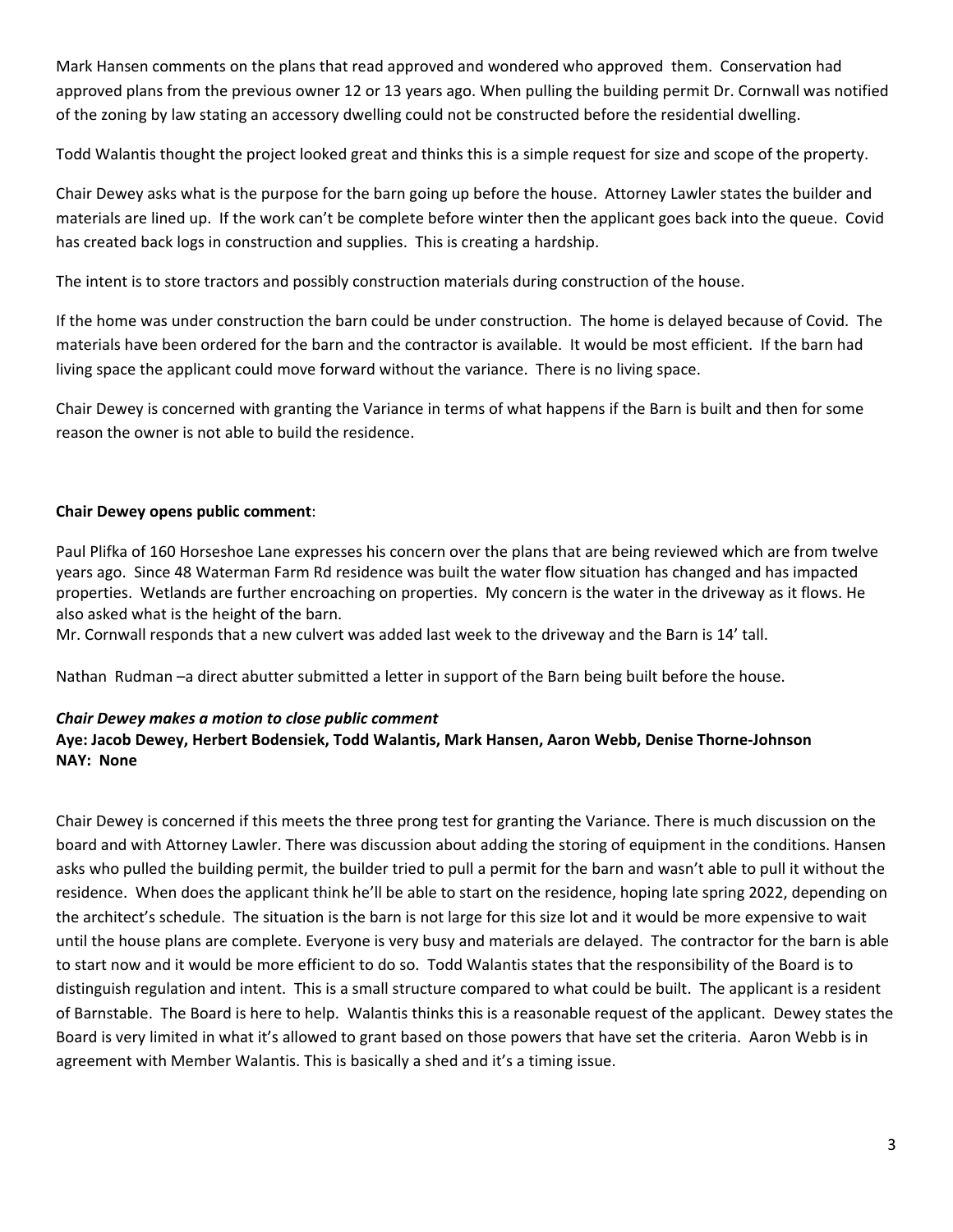Mark Hansen comments on the plans that read approved and wondered who approved them. Conservation had approved plans from the previous owner 12 or 13 years ago. When pulling the building permit Dr. Cornwall was notified of the zoning by law stating an accessory dwelling could not be constructed before the residential dwelling.

Todd Walantis thought the project looked great and thinks this is a simple request for size and scope of the property.

Chair Dewey asks what is the purpose for the barn going up before the house. Attorney Lawler states the builder and materials are lined up. If the work can't be complete before winter then the applicant goes back into the queue. Covid has created back logs in construction and supplies. This is creating a hardship.

The intent is to store tractors and possibly construction materials during construction of the house.

If the home was under construction the barn could be under construction. The home is delayed because of Covid. The materials have been ordered for the barn and the contractor is available. It would be most efficient. If the barn had living space the applicant could move forward without the variance. There is no living space.

Chair Dewey is concerned with granting the Variance in terms of what happens if the Barn is built and then for some reason the owner is not able to build the residence.

**Chair Dewey opens public comment**:

Paul Plifka of 160 Horseshoe Lane expresses his concern over the plans that are being reviewed which are from twelve years ago. Since 48 Waterman Farm Rd residence was built the water flow situation has changed and has impacted properties. Wetlands are further encroaching on properties. My concern is the water in the driveway as it flows. He also asked what is the height of the barn.
Mr. Cornwall responds that a new culvert was added last week to the driveway and the Barn is 14' tall.

Nathan Rudman –a direct abutter submitted a letter in support of the Barn being built before the house.

***Chair Dewey makes a motion to close public comment***
**Aye: Jacob Dewey, Herbert Bodensiek, Todd Walantis, Mark Hansen, Aaron Webb, Denise Thorne-Johnson**
**NAY: None**

Chair Dewey is concerned if this meets the three prong test for granting the Variance. There is much discussion on the board and with Attorney Lawler. There was discussion about adding the storing of equipment in the conditions. Hansen asks who pulled the building permit, the builder tried to pull a permit for the barn and wasn't able to pull it without the residence. When does the applicant think he'll be able to start on the residence, hoping late spring 2022, depending on the architect's schedule. The situation is the barn is not large for this size lot and it would be more expensive to wait until the house plans are complete. Everyone is very busy and materials are delayed. The contractor for the barn is able to start now and it would be more efficient to do so. Todd Walantis states that the responsibility of the Board is to distinguish regulation and intent. This is a small structure compared to what could be built. The applicant is a resident of Barnstable. The Board is here to help. Walantis thinks this is a reasonable request of the applicant. Dewey states the Board is very limited in what it's allowed to grant based on those powers that have set the criteria. Aaron Webb is in agreement with Member Walantis. This is basically a shed and it's a timing issue.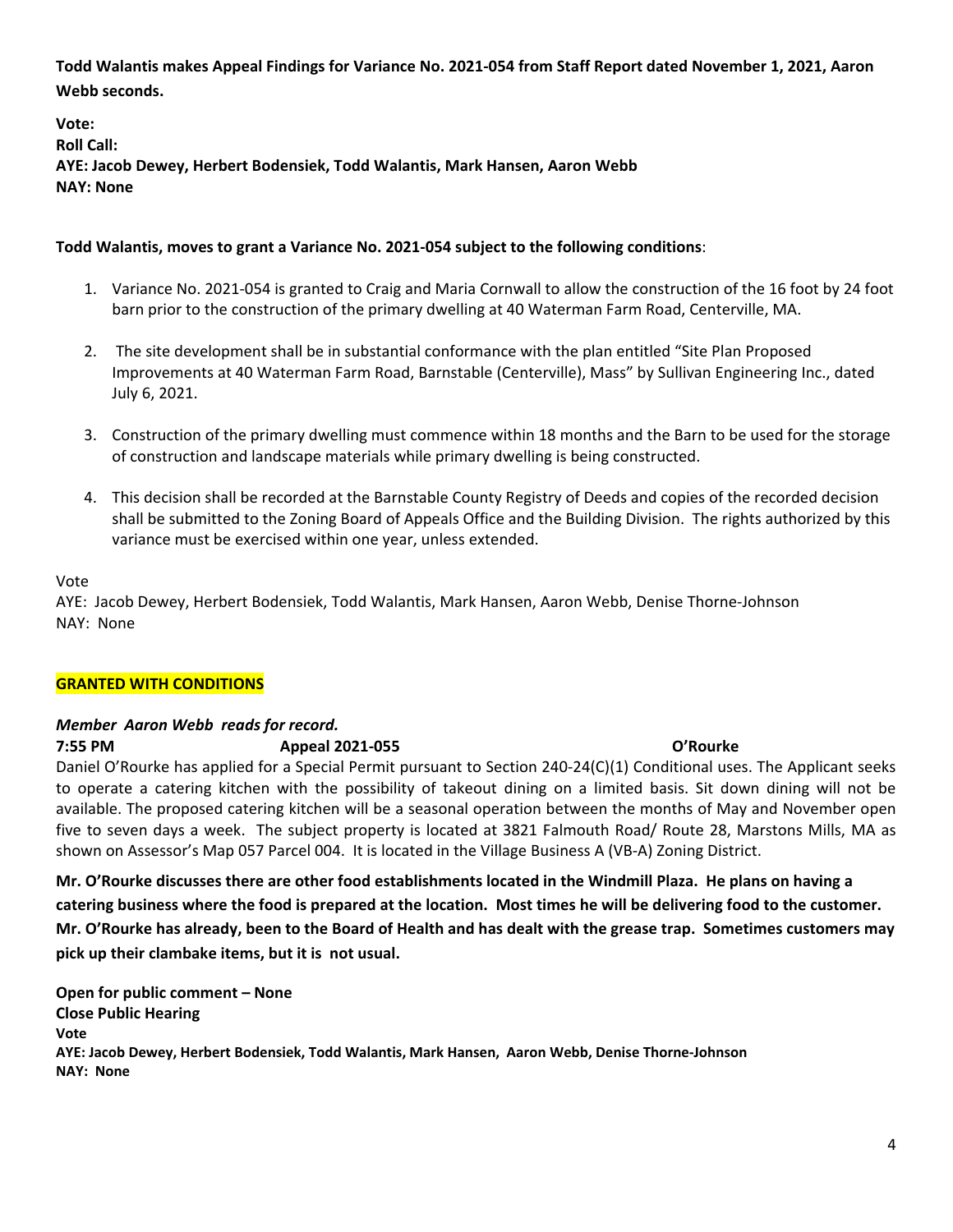**Todd Walantis makes Appeal Findings for Variance No. 2021-054 from Staff Report dated November 1, 2021, Aaron Webb seconds.**

**Vote:**
**Roll Call:**
**AYE: Jacob Dewey, Herbert Bodensiek, Todd Walantis, Mark Hansen, Aaron Webb**
**NAY: None**

**Todd Walantis, moves to grant a Variance No. 2021-054 subject to the following conditions**:

1. Variance No. 2021-054 is granted to Craig and Maria Cornwall to allow the construction of the 16 foot by 24 foot barn prior to the construction of the primary dwelling at 40 Waterman Farm Road, Centerville, MA.
2. The site development shall be in substantial conformance with the plan entitled "Site Plan Proposed Improvements at 40 Waterman Farm Road, Barnstable (Centerville), Mass" by Sullivan Engineering Inc., dated July 6, 2021.
3. Construction of the primary dwelling must commence within 18 months and the Barn to be used for the storage of construction and landscape materials while primary dwelling is being constructed.
4. This decision shall be recorded at the Barnstable County Registry of Deeds and copies of the recorded decision shall be submitted to the Zoning Board of Appeals Office and the Building Division. The rights authorized by this variance must be exercised within one year, unless extended.

Vote
AYE: Jacob Dewey, Herbert Bodensiek, Todd Walantis, Mark Hansen, Aaron Webb, Denise Thorne-Johnson
NAY: None

**GRANTED WITH CONDITIONS**

***Member Aaron Webb reads for record.***

**7:55 PM Appeal 2021-055 O'Rourke**

Daniel O'Rourke has applied for a Special Permit pursuant to Section 240-24(C)(1) Conditional uses. The Applicant seeks to operate a catering kitchen with the possibility of takeout dining on a limited basis. Sit down dining will not be available. The proposed catering kitchen will be a seasonal operation between the months of May and November open five to seven days a week. The subject property is located at 3821 Falmouth Road/ Route 28, Marstons Mills, MA as shown on Assessor's Map 057 Parcel 004. It is located in the Village Business A (VB-A) Zoning District.

**Mr. O'Rourke discusses there are other food establishments located in the Windmill Plaza. He plans on having a catering business where the food is prepared at the location. Most times he will be delivering food to the customer. Mr. O'Rourke has already, been to the Board of Health and has dealt with the grease trap. Sometimes customers may pick up their clambake items, but it is not usual.**

**Open for public comment – None**
**Close Public Hearing**
**Vote**
**AYE: Jacob Dewey, Herbert Bodensiek, Todd Walantis, Mark Hansen, Aaron Webb, Denise Thorne-Johnson**
**NAY: None**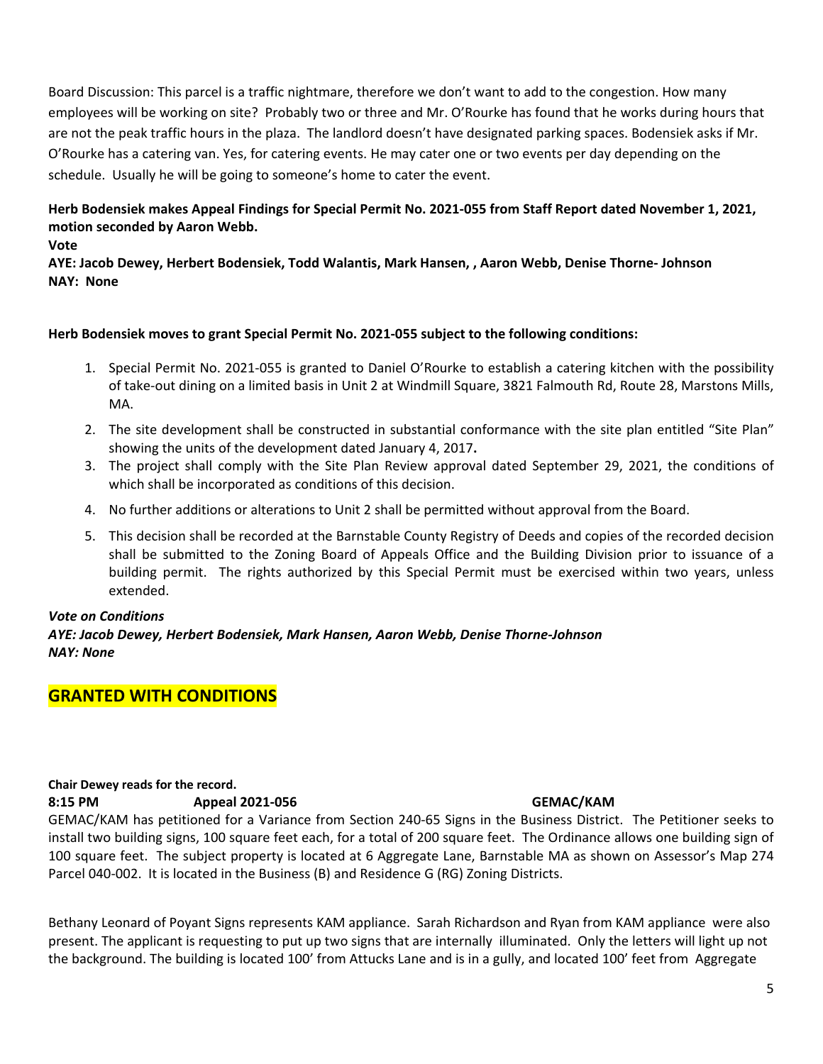Board Discussion: This parcel is a traffic nightmare, therefore we don't want to add to the congestion. How many employees will be working on site? Probably two or three and Mr. O'Rourke has found that he works during hours that are not the peak traffic hours in the plaza. The landlord doesn't have designated parking spaces. Bodensiek asks if Mr. O'Rourke has a catering van. Yes, for catering events. He may cater one or two events per day depending on the schedule. Usually he will be going to someone's home to cater the event.

**Herb Bodensiek makes Appeal Findings for Special Permit No. 2021-055 from Staff Report dated November 1, 2021, motion seconded by Aaron Webb.**

**Vote**

**AYE: Jacob Dewey, Herbert Bodensiek, Todd Walantis, Mark Hansen, , Aaron Webb, Denise Thorne- Johnson**

**NAY: None**

**Herb Bodensiek moves to grant Special Permit No. 2021-055 subject to the following conditions:**

1. Special Permit No. 2021-055 is granted to Daniel O'Rourke to establish a catering kitchen with the possibility of take-out dining on a limited basis in Unit 2 at Windmill Square, 3821 Falmouth Rd, Route 28, Marstons Mills, MA.
2. The site development shall be constructed in substantial conformance with the site plan entitled "Site Plan" showing the units of the development dated January 4, 2017**.**
3. The project shall comply with the Site Plan Review approval dated September 29, 2021, the conditions of which shall be incorporated as conditions of this decision.
4. No further additions or alterations to Unit 2 shall be permitted without approval from the Board.
5. This decision shall be recorded at the Barnstable County Registry of Deeds and copies of the recorded decision shall be submitted to the Zoning Board of Appeals Office and the Building Division prior to issuance of a building permit. The rights authorized by this Special Permit must be exercised within two years, unless extended.

***Vote on Conditions***

***AYE: Jacob Dewey, Herbert Bodensiek, Mark Hansen, Aaron Webb, Denise Thorne-Johnson***

***NAY: None***

## GRANTED WITH CONDITIONS

**Chair Dewey reads for the record.**

**8:15 PM Appeal 2021-056 GEMAC/KAM**

GEMAC/KAM has petitioned for a Variance from Section 240-65 Signs in the Business District. The Petitioner seeks to install two building signs, 100 square feet each, for a total of 200 square feet. The Ordinance allows one building sign of 100 square feet. The subject property is located at 6 Aggregate Lane, Barnstable MA as shown on Assessor's Map 274 Parcel 040-002. It is located in the Business (B) and Residence G (RG) Zoning Districts.

Bethany Leonard of Poyant Signs represents KAM appliance. Sarah Richardson and Ryan from KAM appliance were also present. The applicant is requesting to put up two signs that are internally illuminated. Only the letters will light up not the background. The building is located 100' from Attucks Lane and is in a gully, and located 100' feet from Aggregate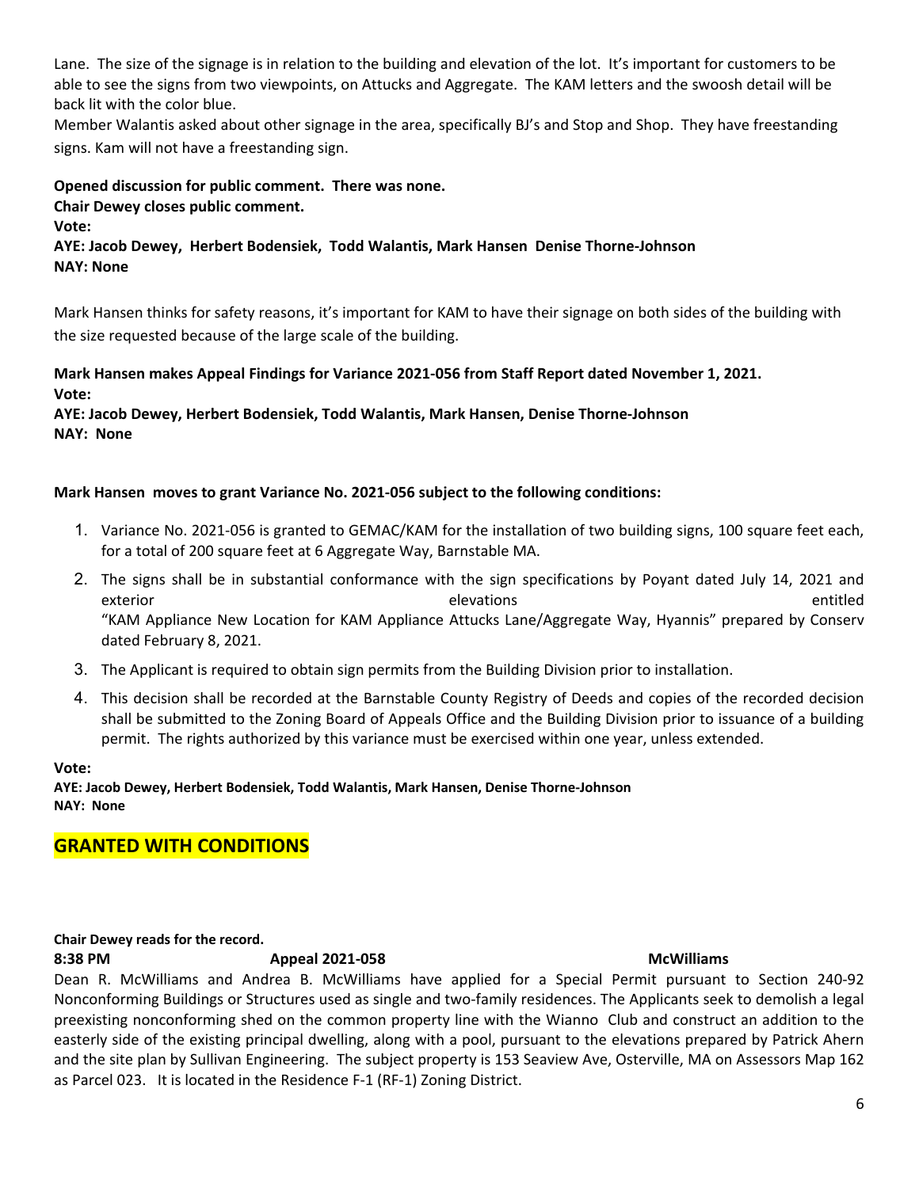Lane. The size of the signage is in relation to the building and elevation of the lot. It's important for customers to be able to see the signs from two viewpoints, on Attucks and Aggregate. The KAM letters and the swoosh detail will be back lit with the color blue.

Member Walantis asked about other signage in the area, specifically BJ's and Stop and Shop. They have freestanding signs. Kam will not have a freestanding sign.

**Opened discussion for public comment. There was none.**
**Chair Dewey closes public comment.**
**Vote:**
**AYE: Jacob Dewey, Herbert Bodensiek, Todd Walantis, Mark Hansen Denise Thorne-Johnson**
**NAY: None**

Mark Hansen thinks for safety reasons, it's important for KAM to have their signage on both sides of the building with the size requested because of the large scale of the building.

**Mark Hansen makes Appeal Findings for Variance 2021-056 from Staff Report dated November 1, 2021.**
**Vote:**
**AYE: Jacob Dewey, Herbert Bodensiek, Todd Walantis, Mark Hansen, Denise Thorne-Johnson**
**NAY: None**

**Mark Hansen moves to grant Variance No. 2021-056 subject to the following conditions:**

1. Variance No. 2021-056 is granted to GEMAC/KAM for the installation of two building signs, 100 square feet each, for a total of 200 square feet at 6 Aggregate Way, Barnstable MA.
2. The signs shall be in substantial conformance with the sign specifications by Poyant dated July 14, 2021 and exterior elevations entitled "KAM Appliance New Location for KAM Appliance Attucks Lane/Aggregate Way, Hyannis" prepared by Conserv dated February 8, 2021.
3. The Applicant is required to obtain sign permits from the Building Division prior to installation.
4. This decision shall be recorded at the Barnstable County Registry of Deeds and copies of the recorded decision shall be submitted to the Zoning Board of Appeals Office and the Building Division prior to issuance of a building permit. The rights authorized by this variance must be exercised within one year, unless extended.

**Vote:**
**AYE: Jacob Dewey, Herbert Bodensiek, Todd Walantis, Mark Hansen, Denise Thorne-Johnson**
**NAY: None**

## GRANTED WITH CONDITIONS

**Chair Dewey reads for the record.**

**8:38 PM Appeal 2021-058 McWilliams**

Dean R. McWilliams and Andrea B. McWilliams have applied for a Special Permit pursuant to Section 240-92 Nonconforming Buildings or Structures used as single and two-family residences. The Applicants seek to demolish a legal preexisting nonconforming shed on the common property line with the Wianno Club and construct an addition to the easterly side of the existing principal dwelling, along with a pool, pursuant to the elevations prepared by Patrick Ahern and the site plan by Sullivan Engineering. The subject property is 153 Seaview Ave, Osterville, MA on Assessors Map 162 as Parcel 023. It is located in the Residence F-1 (RF-1) Zoning District.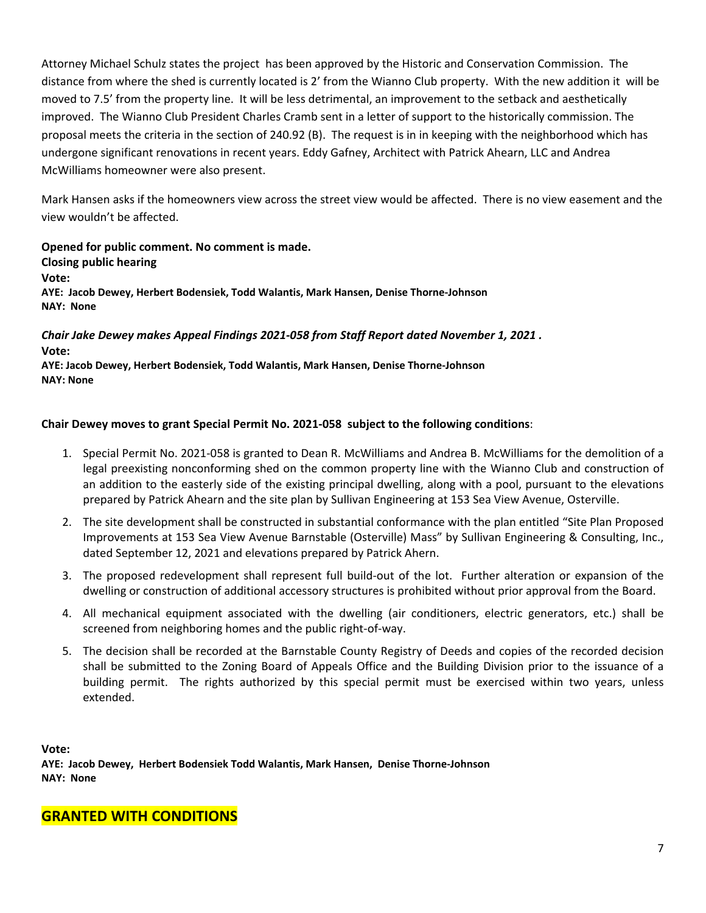Attorney Michael Schulz states the project has been approved by the Historic and Conservation Commission. The distance from where the shed is currently located is 2' from the Wianno Club property. With the new addition it will be moved to 7.5' from the property line. It will be less detrimental, an improvement to the setback and aesthetically improved. The Wianno Club President Charles Cramb sent in a letter of support to the historically commission. The proposal meets the criteria in the section of 240.92 (B). The request is in in keeping with the neighborhood which has undergone significant renovations in recent years. Eddy Gafney, Architect with Patrick Ahearn, LLC and Andrea McWilliams homeowner were also present.

Mark Hansen asks if the homeowners view across the street view would be affected. There is no view easement and the view wouldn't be affected.

**Opened for public comment. No comment is made.**
**Closing public hearing**
**Vote:**
**AYE: Jacob Dewey, Herbert Bodensiek, Todd Walantis, Mark Hansen, Denise Thorne-Johnson**
**NAY: None**

***Chair Jake Dewey makes Appeal Findings 2021-058 from Staff Report dated November 1, 2021 .***
**Vote:**
**AYE: Jacob Dewey, Herbert Bodensiek, Todd Walantis, Mark Hansen, Denise Thorne-Johnson**
**NAY: None**

**Chair Dewey moves to grant Special Permit No. 2021-058 subject to the following conditions**:

1. Special Permit No. 2021-058 is granted to Dean R. McWilliams and Andrea B. McWilliams for the demolition of a legal preexisting nonconforming shed on the common property line with the Wianno Club and construction of an addition to the easterly side of the existing principal dwelling, along with a pool, pursuant to the elevations prepared by Patrick Ahearn and the site plan by Sullivan Engineering at 153 Sea View Avenue, Osterville.
2. The site development shall be constructed in substantial conformance with the plan entitled "Site Plan Proposed Improvements at 153 Sea View Avenue Barnstable (Osterville) Mass" by Sullivan Engineering & Consulting, Inc., dated September 12, 2021 and elevations prepared by Patrick Ahern.
3. The proposed redevelopment shall represent full build-out of the lot. Further alteration or expansion of the dwelling or construction of additional accessory structures is prohibited without prior approval from the Board.
4. All mechanical equipment associated with the dwelling (air conditioners, electric generators, etc.) shall be screened from neighboring homes and the public right-of-way.
5. The decision shall be recorded at the Barnstable County Registry of Deeds and copies of the recorded decision shall be submitted to the Zoning Board of Appeals Office and the Building Division prior to the issuance of a building permit. The rights authorized by this special permit must be exercised within two years, unless extended.

**Vote:**
**AYE: Jacob Dewey, Herbert Bodensiek Todd Walantis, Mark Hansen, Denise Thorne-Johnson**
**NAY: None**

## GRANTED WITH CONDITIONS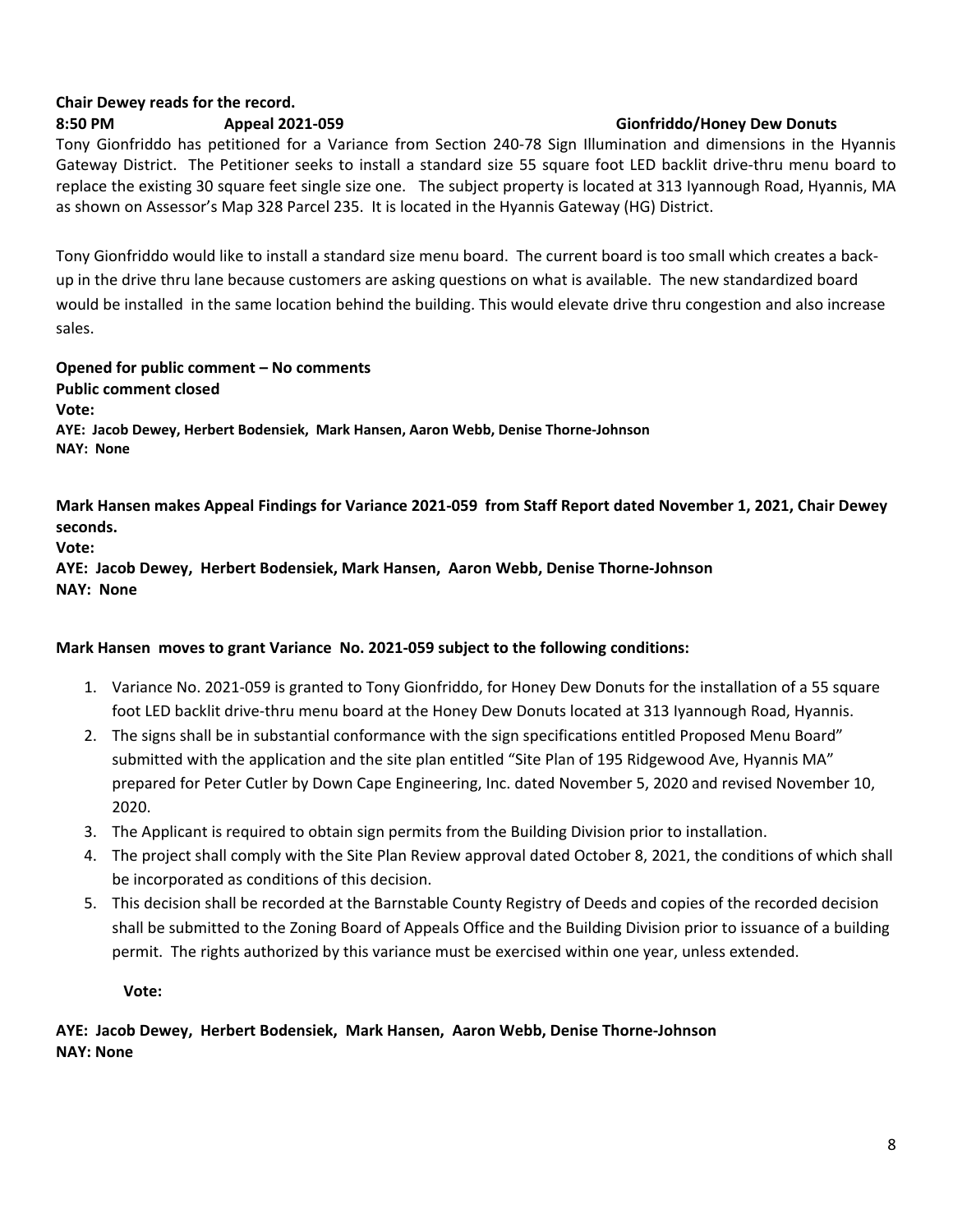**Chair Dewey reads for the record.**

**8:50 PM Appeal 2021-059 Gionfriddo/Honey Dew Donuts**

Tony Gionfriddo has petitioned for a Variance from Section 240-78 Sign Illumination and dimensions in the Hyannis Gateway District. The Petitioner seeks to install a standard size 55 square foot LED backlit drive-thru menu board to replace the existing 30 square feet single size one. The subject property is located at 313 Iyannough Road, Hyannis, MA as shown on Assessor's Map 328 Parcel 235. It is located in the Hyannis Gateway (HG) District.

Tony Gionfriddo would like to install a standard size menu board. The current board is too small which creates a back-up in the drive thru lane because customers are asking questions on what is available. The new standardized board would be installed in the same location behind the building. This would elevate drive thru congestion and also increase sales.

**Opened for public comment – No comments**
**Public comment closed**
**Vote:**
**AYE: Jacob Dewey, Herbert Bodensiek, Mark Hansen, Aaron Webb, Denise Thorne-Johnson**
**NAY: None**

**Mark Hansen makes Appeal Findings for Variance 2021-059 from Staff Report dated November 1, 2021, Chair Dewey seconds.**
**Vote:**
**AYE: Jacob Dewey, Herbert Bodensiek, Mark Hansen, Aaron Webb, Denise Thorne-Johnson**
**NAY: None**

**Mark Hansen moves to grant Variance No. 2021-059 subject to the following conditions:**

1. Variance No. 2021-059 is granted to Tony Gionfriddo, for Honey Dew Donuts for the installation of a 55 square foot LED backlit drive-thru menu board at the Honey Dew Donuts located at 313 Iyannough Road, Hyannis.
2. The signs shall be in substantial conformance with the sign specifications entitled Proposed Menu Board" submitted with the application and the site plan entitled "Site Plan of 195 Ridgewood Ave, Hyannis MA" prepared for Peter Cutler by Down Cape Engineering, Inc. dated November 5, 2020 and revised November 10, 2020.
3. The Applicant is required to obtain sign permits from the Building Division prior to installation.
4. The project shall comply with the Site Plan Review approval dated October 8, 2021, the conditions of which shall be incorporated as conditions of this decision.
5. This decision shall be recorded at the Barnstable County Registry of Deeds and copies of the recorded decision shall be submitted to the Zoning Board of Appeals Office and the Building Division prior to issuance of a building permit. The rights authorized by this variance must be exercised within one year, unless extended.

**Vote:**

**AYE: Jacob Dewey, Herbert Bodensiek, Mark Hansen, Aaron Webb, Denise Thorne-Johnson**
**NAY: None**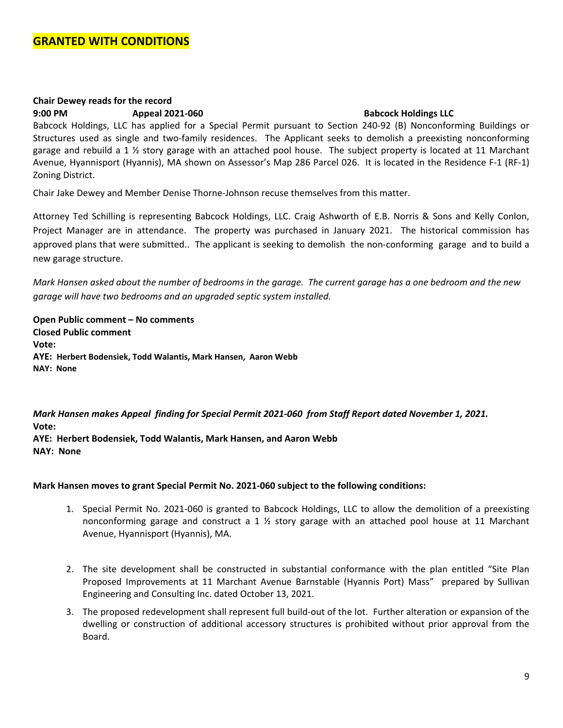**GRANTED WITH CONDITIONS**

**Chair Dewey reads for the record**

**9:00 PM Appeal 2021-060 Babcock Holdings LLC**

Babcock Holdings, LLC has applied for a Special Permit pursuant to Section 240-92 (B) Nonconforming Buildings or Structures used as single and two-family residences. The Applicant seeks to demolish a preexisting nonconforming garage and rebuild a 1 ½ story garage with an attached pool house. The subject property is located at 11 Marchant Avenue, Hyannisport (Hyannis), MA shown on Assessor's Map 286 Parcel 026. It is located in the Residence F-1 (RF-1) Zoning District.

Chair Jake Dewey and Member Denise Thorne-Johnson recuse themselves from this matter.

Attorney Ted Schilling is representing Babcock Holdings, LLC. Craig Ashworth of E.B. Norris & Sons and Kelly Conlon, Project Manager are in attendance. The property was purchased in January 2021. The historical commission has approved plans that were submitted.. The applicant is seeking to demolish the non-conforming garage and to build a new garage structure.

*Mark Hansen asked about the number of bedrooms in the garage. The current garage has a one bedroom and the new garage will have two bedrooms and an upgraded septic system installed.*

**Open Public comment – No comments**
**Closed Public comment**
**Vote:**
**AYE: Herbert Bodensiek, Todd Walantis, Mark Hansen, Aaron Webb**
**NAY: None**

***Mark Hansen makes Appeal finding for Special Permit 2021-060 from Staff Report dated November 1, 2021.***
**Vote:**
**AYE: Herbert Bodensiek, Todd Walantis, Mark Hansen, and Aaron Webb**
**NAY: None**

**Mark Hansen moves to grant Special Permit No. 2021-060 subject to the following conditions:**

1. Special Permit No. 2021-060 is granted to Babcock Holdings, LLC to allow the demolition of a preexisting nonconforming garage and construct a 1 ½ story garage with an attached pool house at 11 Marchant Avenue, Hyannisport (Hyannis), MA.

2. The site development shall be constructed in substantial conformance with the plan entitled "Site Plan Proposed Improvements at 11 Marchant Avenue Barnstable (Hyannis Port) Mass" prepared by Sullivan Engineering and Consulting Inc. dated October 13, 2021.

3. The proposed redevelopment shall represent full build-out of the lot. Further alteration or expansion of the dwelling or construction of additional accessory structures is prohibited without prior approval from the Board.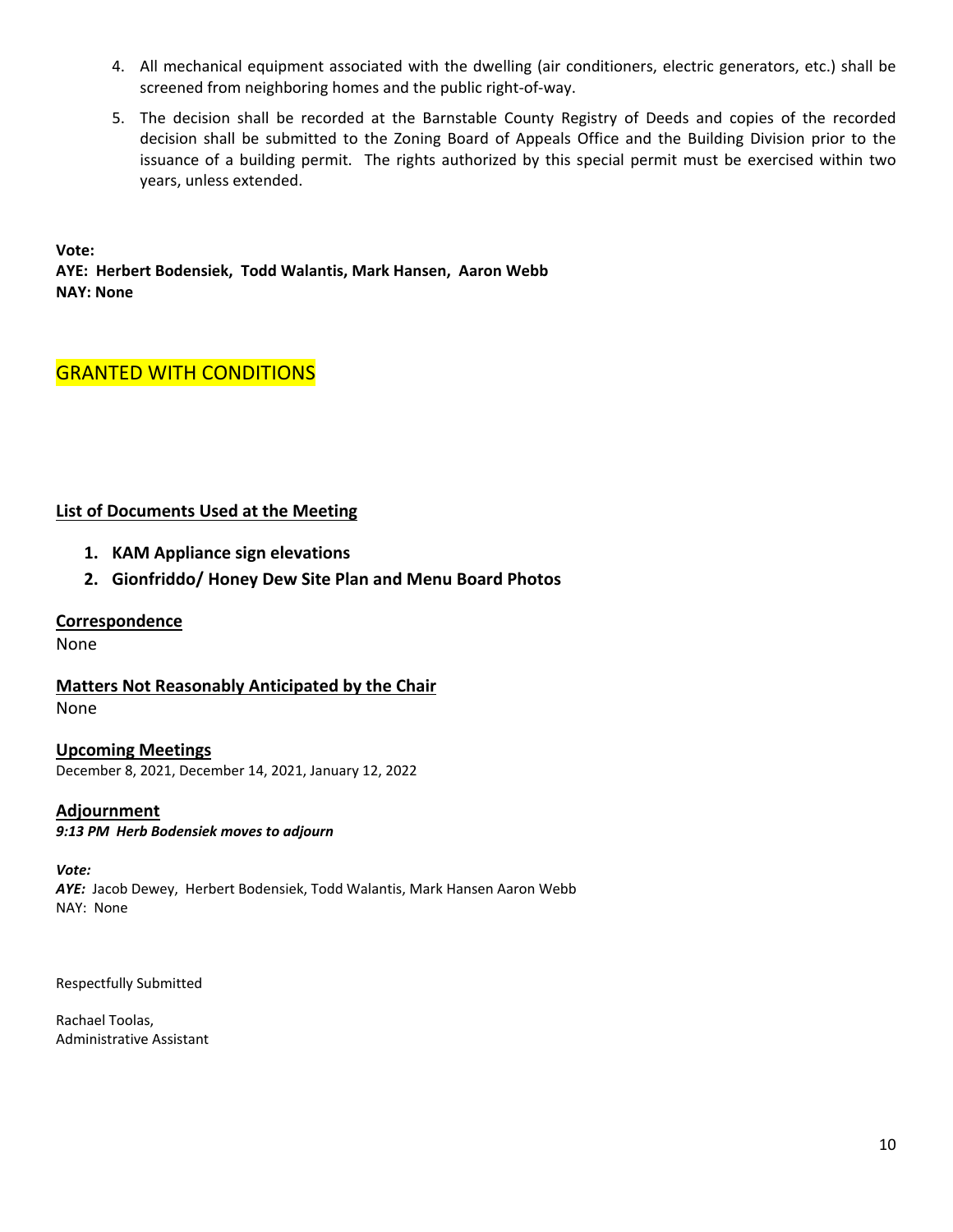4. All mechanical equipment associated with the dwelling (air conditioners, electric generators, etc.) shall be screened from neighboring homes and the public right-of-way.
5. The decision shall be recorded at the Barnstable County Registry of Deeds and copies of the recorded decision shall be submitted to the Zoning Board of Appeals Office and the Building Division prior to the issuance of a building permit. The rights authorized by this special permit must be exercised within two years, unless extended.

**Vote:**
**AYE: Herbert Bodensiek, Todd Walantis, Mark Hansen, Aaron Webb**
**NAY: None**

GRANTED WITH CONDITIONS

**List of Documents Used at the Meeting**

1. **KAM Appliance sign elevations**
2. **Gionfriddo/ Honey Dew Site Plan and Menu Board Photos**

**Correspondence**
None

**Matters Not Reasonably Anticipated by the Chair**
None

**Upcoming Meetings**
December 8, 2021, December 14, 2021, January 12, 2022

**Adjournment**
***9:13 PM Herb Bodensiek moves to adjourn***

***Vote:***
***AYE:*** Jacob Dewey, Herbert Bodensiek, Todd Walantis, Mark Hansen Aaron Webb
NAY: None

Respectfully Submitted

Rachael Toolas,
Administrative Assistant